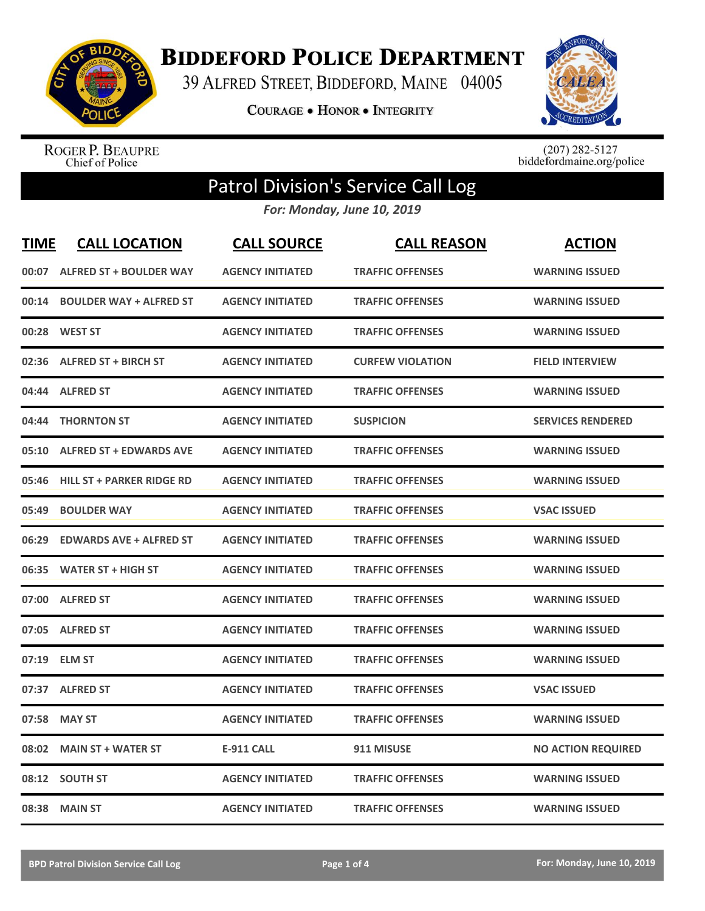# Biddeford Police Department

39 Alfred Street, Biddeford, Maine 04005

Courage • Honor • Integrity

Roger P. Beaupre
Chief of Police

(207) 282-5127
biddefordmaine.org/police

## Patrol Division's Service Call Log

*For: Monday, June 10, 2019*

| TIME | CALL LOCATION | CALL SOURCE | CALL REASON | ACTION |
|---|---|---|---|---|
| 00:07 | ALFRED ST + BOULDER WAY | AGENCY INITIATED | TRAFFIC OFFENSES | WARNING ISSUED |
| 00:14 | BOULDER WAY + ALFRED ST | AGENCY INITIATED | TRAFFIC OFFENSES | WARNING ISSUED |
| 00:28 | WEST ST | AGENCY INITIATED | TRAFFIC OFFENSES | WARNING ISSUED |
| 02:36 | ALFRED ST + BIRCH ST | AGENCY INITIATED | CURFEW VIOLATION | FIELD INTERVIEW |
| 04:44 | ALFRED ST | AGENCY INITIATED | TRAFFIC OFFENSES | WARNING ISSUED |
| 04:44 | THORNTON ST | AGENCY INITIATED | SUSPICION | SERVICES RENDERED |
| 05:10 | ALFRED ST + EDWARDS AVE | AGENCY INITIATED | TRAFFIC OFFENSES | WARNING ISSUED |
| 05:46 | HILL ST + PARKER RIDGE RD | AGENCY INITIATED | TRAFFIC OFFENSES | WARNING ISSUED |
| 05:49 | BOULDER WAY | AGENCY INITIATED | TRAFFIC OFFENSES | VSAC ISSUED |
| 06:29 | EDWARDS AVE + ALFRED ST | AGENCY INITIATED | TRAFFIC OFFENSES | WARNING ISSUED |
| 06:35 | WATER ST + HIGH ST | AGENCY INITIATED | TRAFFIC OFFENSES | WARNING ISSUED |
| 07:00 | ALFRED ST | AGENCY INITIATED | TRAFFIC OFFENSES | WARNING ISSUED |
| 07:05 | ALFRED ST | AGENCY INITIATED | TRAFFIC OFFENSES | WARNING ISSUED |
| 07:19 | ELM ST | AGENCY INITIATED | TRAFFIC OFFENSES | WARNING ISSUED |
| 07:37 | ALFRED ST | AGENCY INITIATED | TRAFFIC OFFENSES | VSAC ISSUED |
| 07:58 | MAY ST | AGENCY INITIATED | TRAFFIC OFFENSES | WARNING ISSUED |
| 08:02 | MAIN ST + WATER ST | E-911 CALL | 911 MISUSE | NO ACTION REQUIRED |
| 08:12 | SOUTH ST | AGENCY INITIATED | TRAFFIC OFFENSES | WARNING ISSUED |
| 08:38 | MAIN ST | AGENCY INITIATED | TRAFFIC OFFENSES | WARNING ISSUED |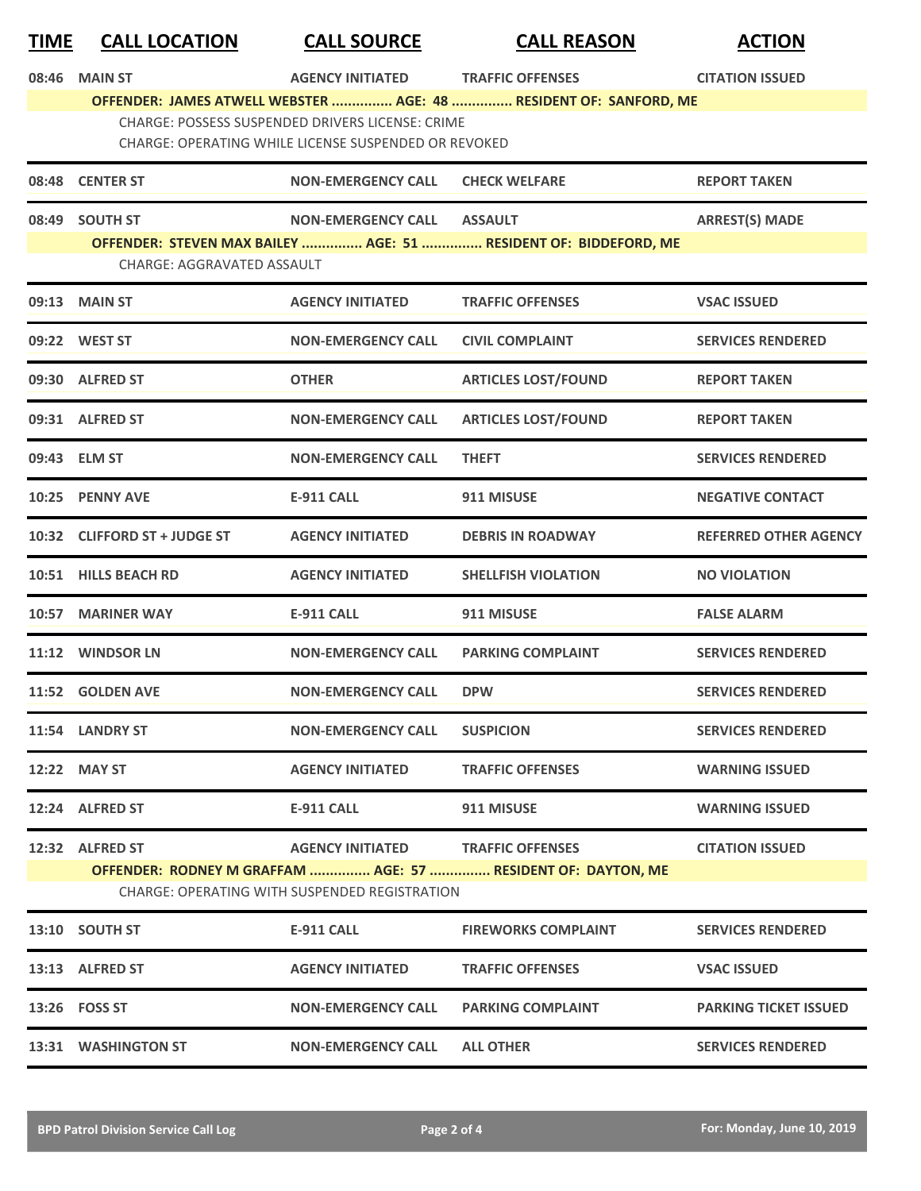| TIME | CALL LOCATION | CALL SOURCE | CALL REASON | ACTION |
|---|---|---|---|---|
| 08:46 | MAIN ST | AGENCY INITIATED | TRAFFIC OFFENSES | CITATION ISSUED |
| | OFFENDER: JAMES ATWELL WEBSTER ............... AGE: 48 ............... RESIDENT OF: SANFORD, ME | | | |
| | CHARGE: POSSESS SUSPENDED DRIVERS LICENSE: CRIME | | | |
| | CHARGE: OPERATING WHILE LICENSE SUSPENDED OR REVOKED | | | |
| 08:48 | CENTER ST | NON-EMERGENCY CALL | CHECK WELFARE | REPORT TAKEN |
| 08:49 | SOUTH ST | NON-EMERGENCY CALL | ASSAULT | ARREST(S) MADE |
| | OFFENDER: STEVEN MAX BAILEY ............... AGE: 51 ............... RESIDENT OF: BIDDEFORD, ME | | | |
| | CHARGE: AGGRAVATED ASSAULT | | | |
| 09:13 | MAIN ST | AGENCY INITIATED | TRAFFIC OFFENSES | VSAC ISSUED |
| 09:22 | WEST ST | NON-EMERGENCY CALL | CIVIL COMPLAINT | SERVICES RENDERED |
| 09:30 | ALFRED ST | OTHER | ARTICLES LOST/FOUND | REPORT TAKEN |
| 09:31 | ALFRED ST | NON-EMERGENCY CALL | ARTICLES LOST/FOUND | REPORT TAKEN |
| 09:43 | ELM ST | NON-EMERGENCY CALL | THEFT | SERVICES RENDERED |
| 10:25 | PENNY AVE | E-911 CALL | 911 MISUSE | NEGATIVE CONTACT |
| 10:32 | CLIFFORD ST + JUDGE ST | AGENCY INITIATED | DEBRIS IN ROADWAY | REFERRED OTHER AGENCY |
| 10:51 | HILLS BEACH RD | AGENCY INITIATED | SHELLFISH VIOLATION | NO VIOLATION |
| 10:57 | MARINER WAY | E-911 CALL | 911 MISUSE | FALSE ALARM |
| 11:12 | WINDSOR LN | NON-EMERGENCY CALL | PARKING COMPLAINT | SERVICES RENDERED |
| 11:52 | GOLDEN AVE | NON-EMERGENCY CALL | DPW | SERVICES RENDERED |
| 11:54 | LANDRY ST | NON-EMERGENCY CALL | SUSPICION | SERVICES RENDERED |
| 12:22 | MAY ST | AGENCY INITIATED | TRAFFIC OFFENSES | WARNING ISSUED |
| 12:24 | ALFRED ST | E-911 CALL | 911 MISUSE | WARNING ISSUED |
| 12:32 | ALFRED ST | AGENCY INITIATED | TRAFFIC OFFENSES | CITATION ISSUED |
| | OFFENDER: RODNEY M GRAFFAM ............... AGE: 57 ............... RESIDENT OF: DAYTON, ME | | | |
| | CHARGE: OPERATING WITH SUSPENDED REGISTRATION | | | |
| 13:10 | SOUTH ST | E-911 CALL | FIREWORKS COMPLAINT | SERVICES RENDERED |
| 13:13 | ALFRED ST | AGENCY INITIATED | TRAFFIC OFFENSES | VSAC ISSUED |
| 13:26 | FOSS ST | NON-EMERGENCY CALL | PARKING COMPLAINT | PARKING TICKET ISSUED |
| 13:31 | WASHINGTON ST | NON-EMERGENCY CALL | ALL OTHER | SERVICES RENDERED |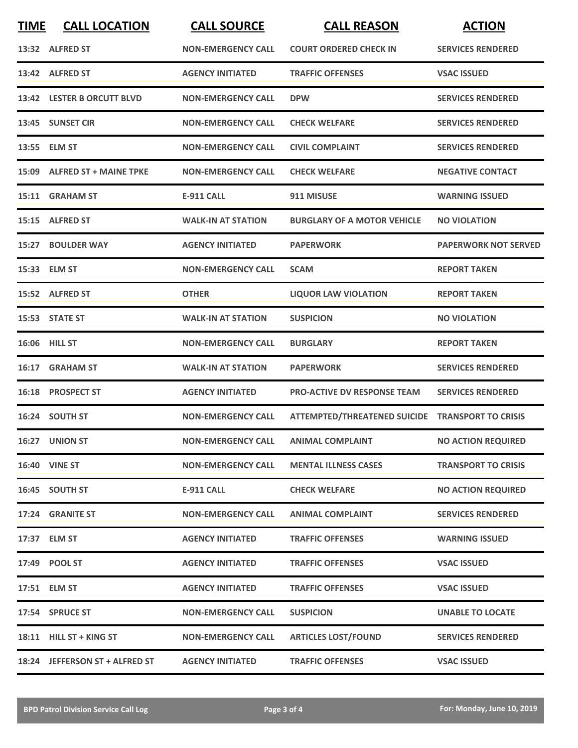| TIME | CALL LOCATION | CALL SOURCE | CALL REASON | ACTION |
|---|---|---|---|---|
| 13:32 | ALFRED ST | NON-EMERGENCY CALL | COURT ORDERED CHECK IN | SERVICES RENDERED |
| 13:42 | ALFRED ST | AGENCY INITIATED | TRAFFIC OFFENSES | VSAC ISSUED |
| 13:42 | LESTER B ORCUTT BLVD | NON-EMERGENCY CALL | DPW | SERVICES RENDERED |
| 13:45 | SUNSET CIR | NON-EMERGENCY CALL | CHECK WELFARE | SERVICES RENDERED |
| 13:55 | ELM ST | NON-EMERGENCY CALL | CIVIL COMPLAINT | SERVICES RENDERED |
| 15:09 | ALFRED ST + MAINE TPKE | NON-EMERGENCY CALL | CHECK WELFARE | NEGATIVE CONTACT |
| 15:11 | GRAHAM ST | E-911 CALL | 911 MISUSE | WARNING ISSUED |
| 15:15 | ALFRED ST | WALK-IN AT STATION | BURGLARY OF A MOTOR VEHICLE | NO VIOLATION |
| 15:27 | BOULDER WAY | AGENCY INITIATED | PAPERWORK | PAPERWORK NOT SERVED |
| 15:33 | ELM ST | NON-EMERGENCY CALL | SCAM | REPORT TAKEN |
| 15:52 | ALFRED ST | OTHER | LIQUOR LAW VIOLATION | REPORT TAKEN |
| 15:53 | STATE ST | WALK-IN AT STATION | SUSPICION | NO VIOLATION |
| 16:06 | HILL ST | NON-EMERGENCY CALL | BURGLARY | REPORT TAKEN |
| 16:17 | GRAHAM ST | WALK-IN AT STATION | PAPERWORK | SERVICES RENDERED |
| 16:18 | PROSPECT ST | AGENCY INITIATED | PRO-ACTIVE DV RESPONSE TEAM | SERVICES RENDERED |
| 16:24 | SOUTH ST | NON-EMERGENCY CALL | ATTEMPTED/THREATENED SUICIDE | TRANSPORT TO CRISIS |
| 16:27 | UNION ST | NON-EMERGENCY CALL | ANIMAL COMPLAINT | NO ACTION REQUIRED |
| 16:40 | VINE ST | NON-EMERGENCY CALL | MENTAL ILLNESS CASES | TRANSPORT TO CRISIS |
| 16:45 | SOUTH ST | E-911 CALL | CHECK WELFARE | NO ACTION REQUIRED |
| 17:24 | GRANITE ST | NON-EMERGENCY CALL | ANIMAL COMPLAINT | SERVICES RENDERED |
| 17:37 | ELM ST | AGENCY INITIATED | TRAFFIC OFFENSES | WARNING ISSUED |
| 17:49 | POOL ST | AGENCY INITIATED | TRAFFIC OFFENSES | VSAC ISSUED |
| 17:51 | ELM ST | AGENCY INITIATED | TRAFFIC OFFENSES | VSAC ISSUED |
| 17:54 | SPRUCE ST | NON-EMERGENCY CALL | SUSPICION | UNABLE TO LOCATE |
| 18:11 | HILL ST + KING ST | NON-EMERGENCY CALL | ARTICLES LOST/FOUND | SERVICES RENDERED |
| 18:24 | JEFFERSON ST + ALFRED ST | AGENCY INITIATED | TRAFFIC OFFENSES | VSAC ISSUED |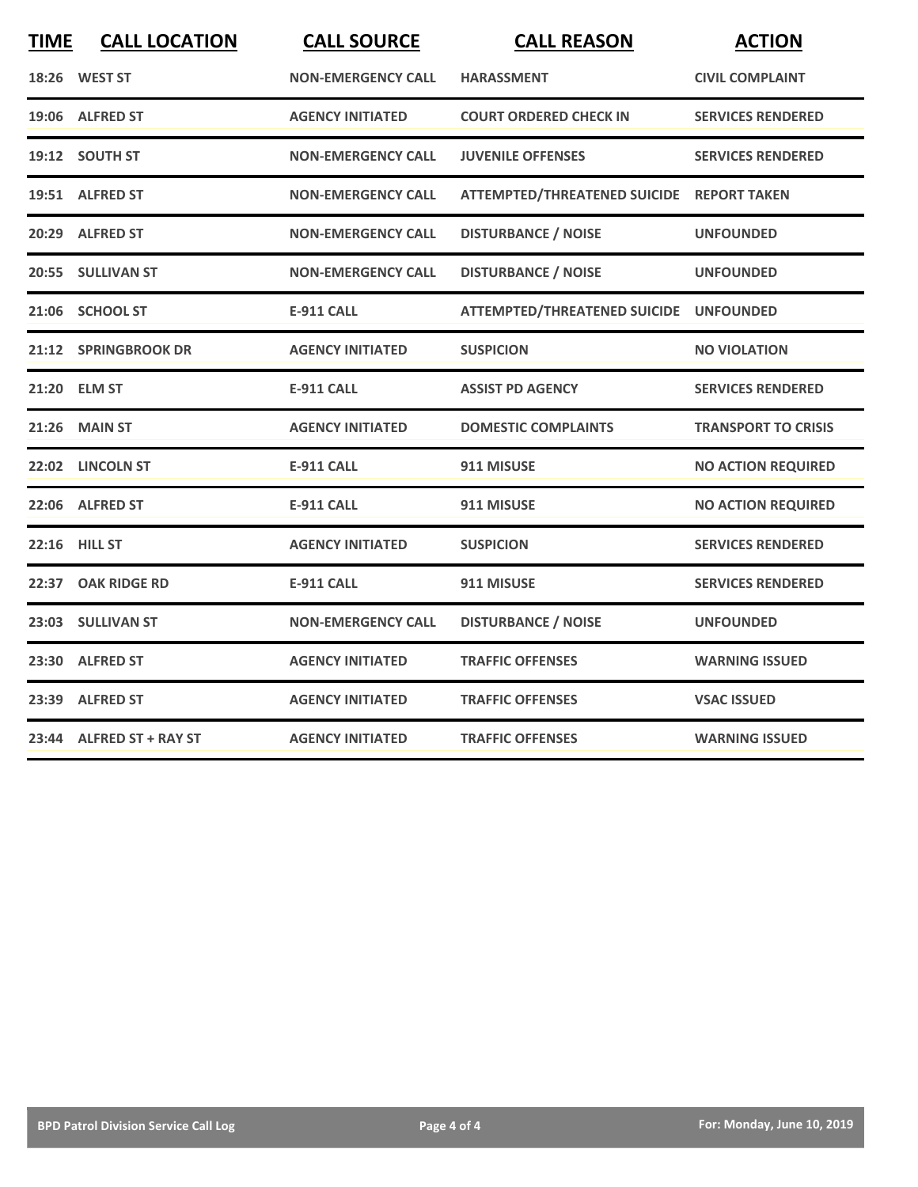| TIME | CALL LOCATION | CALL SOURCE | CALL REASON | ACTION |
| --- | --- | --- | --- | --- |
| 18:26 | WEST ST | NON-EMERGENCY CALL | HARASSMENT | CIVIL COMPLAINT |
| 19:06 | ALFRED ST | AGENCY INITIATED | COURT ORDERED CHECK IN | SERVICES RENDERED |
| 19:12 | SOUTH ST | NON-EMERGENCY CALL | JUVENILE OFFENSES | SERVICES RENDERED |
| 19:51 | ALFRED ST | NON-EMERGENCY CALL | ATTEMPTED/THREATENED SUICIDE | REPORT TAKEN |
| 20:29 | ALFRED ST | NON-EMERGENCY CALL | DISTURBANCE / NOISE | UNFOUNDED |
| 20:55 | SULLIVAN ST | NON-EMERGENCY CALL | DISTURBANCE / NOISE | UNFOUNDED |
| 21:06 | SCHOOL ST | E-911 CALL | ATTEMPTED/THREATENED SUICIDE | UNFOUNDED |
| 21:12 | SPRINGBROOK DR | AGENCY INITIATED | SUSPICION | NO VIOLATION |
| 21:20 | ELM ST | E-911 CALL | ASSIST PD AGENCY | SERVICES RENDERED |
| 21:26 | MAIN ST | AGENCY INITIATED | DOMESTIC COMPLAINTS | TRANSPORT TO CRISIS |
| 22:02 | LINCOLN ST | E-911 CALL | 911 MISUSE | NO ACTION REQUIRED |
| 22:06 | ALFRED ST | E-911 CALL | 911 MISUSE | NO ACTION REQUIRED |
| 22:16 | HILL ST | AGENCY INITIATED | SUSPICION | SERVICES RENDERED |
| 22:37 | OAK RIDGE RD | E-911 CALL | 911 MISUSE | SERVICES RENDERED |
| 23:03 | SULLIVAN ST | NON-EMERGENCY CALL | DISTURBANCE / NOISE | UNFOUNDED |
| 23:30 | ALFRED ST | AGENCY INITIATED | TRAFFIC OFFENSES | WARNING ISSUED |
| 23:39 | ALFRED ST | AGENCY INITIATED | TRAFFIC OFFENSES | VSAC ISSUED |
| 23:44 | ALFRED ST + RAY ST | AGENCY INITIATED | TRAFFIC OFFENSES | WARNING ISSUED |